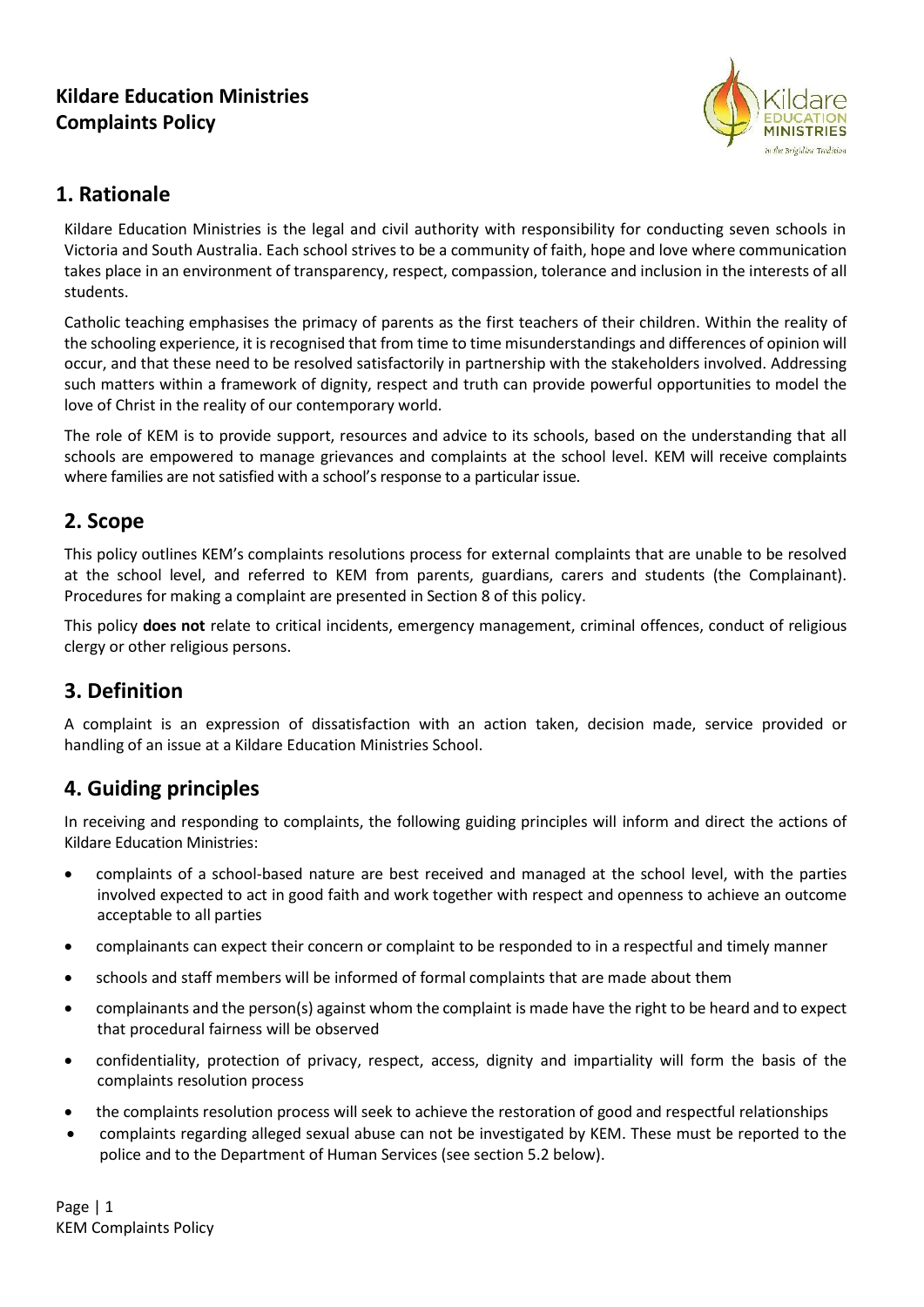# Kildare Education Ministries Complaints Policy

## 1. Rationale

Kildare Education Ministries is the legal and civil authority with responsibility for conducting seven schools in Victoria and South Australia. Each school strives to be a community of faith, hope and love where communication takes place in an environment of transparency, respect, compassion, tolerance and inclusion in the interests of all students.

Catholic teaching emphasises the primacy of parents as the first teachers of their children. Within the reality of the schooling experience, it is recognised that from time to time misunderstandings and differences of opinion will occur, and that these need to be resolved satisfactorily in partnership with the stakeholders involved. Addressing such matters within a framework of dignity, respect and truth can provide powerful opportunities to model the love of Christ in the reality of our contemporary world.

The role of KEM is to provide support, resources and advice to its schools, based on the understanding that all schools are empowered to manage grievances and complaints at the school level. KEM will receive complaints where families are not satisfied with a school's response to a particular issue.

## 2. Scope

This policy outlines KEM's complaints resolutions process for external complaints that are unable to be resolved at the school level, and referred to KEM from parents, guardians, carers and students (the Complainant). Procedures for making a complaint are presented in Section 8 of this policy.

This policy **does not** relate to critical incidents, emergency management, criminal offences, conduct of religious clergy or other religious persons.

## 3. Definition

A complaint is an expression of dissatisfaction with an action taken, decision made, service provided or handling of an issue at a Kildare Education Ministries School.

## 4. Guiding principles

In receiving and responding to complaints, the following guiding principles will inform and direct the actions of Kildare Education Ministries:

- complaints of a school-based nature are best received and managed at the school level, with the parties involved expected to act in good faith and work together with respect and openness to achieve an outcome acceptable to all parties
- complainants can expect their concern or complaint to be responded to in a respectful and timely manner
- schools and staff members will be informed of formal complaints that are made about them
- complainants and the person(s) against whom the complaint is made have the right to be heard and to expect that procedural fairness will be observed
- confidentiality, protection of privacy, respect, access, dignity and impartiality will form the basis of the complaints resolution process
- the complaints resolution process will seek to achieve the restoration of good and respectful relationships
- complaints regarding alleged sexual abuse can not be investigated by KEM. These must be reported to the police and to the Department of Human Services (see section 5.2 below).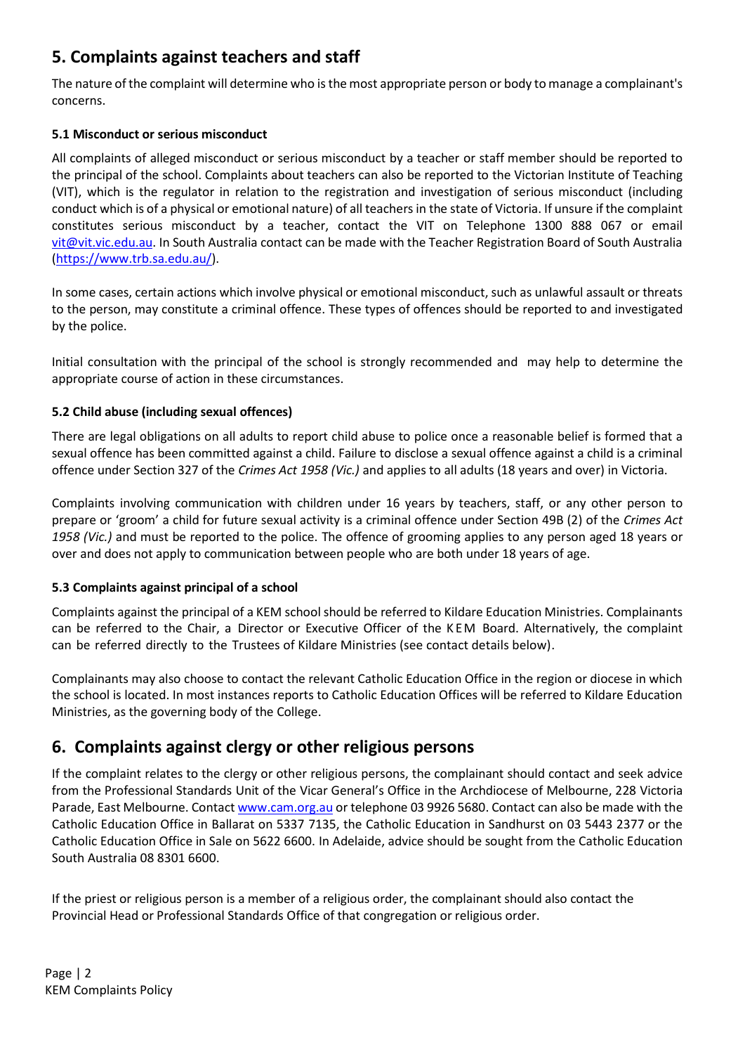## 5. Complaints against teachers and staff

The nature of the complaint will determine who is the most appropriate person or body to manage a complainant's concerns.

### 5.1 Misconduct or serious misconduct

All complaints of alleged misconduct or serious misconduct by a teacher or staff member should be reported to the principal of the school. Complaints about teachers can also be reported to the Victorian Institute of Teaching (VIT), which is the regulator in relation to the registration and investigation of serious misconduct (including conduct which is of a physical or emotional nature) of all teachers in the state of Victoria. If unsure if the complaint constitutes serious misconduct by a teacher, contact the VIT on Telephone 1300 888 067 or email vit@vit.vic.edu.au. In South Australia contact can be made with the Teacher Registration Board of South Australia (https://www.trb.sa.edu.au/).

In some cases, certain actions which involve physical or emotional misconduct, such as unlawful assault or threats to the person, may constitute a criminal offence. These types of offences should be reported to and investigated by the police.

Initial consultation with the principal of the school is strongly recommended and may help to determine the appropriate course of action in these circumstances.

### 5.2 Child abuse (including sexual offences)

There are legal obligations on all adults to report child abuse to police once a reasonable belief is formed that a sexual offence has been committed against a child. Failure to disclose a sexual offence against a child is a criminal offence under Section 327 of the *Crimes Act 1958 (Vic.)* and applies to all adults (18 years and over) in Victoria.

Complaints involving communication with children under 16 years by teachers, staff, or any other person to prepare or 'groom' a child for future sexual activity is a criminal offence under Section 49B (2) of the *Crimes Act 1958 (Vic.)* and must be reported to the police. The offence of grooming applies to any person aged 18 years or over and does not apply to communication between people who are both under 18 years of age.

### 5.3 Complaints against principal of a school

Complaints against the principal of a KEM school should be referred to Kildare Education Ministries. Complainants can be referred to the Chair, a Director or Executive Officer of the KEM Board. Alternatively, the complaint can be referred directly to the Trustees of Kildare Ministries (see contact details below).

Complainants may also choose to contact the relevant Catholic Education Office in the region or diocese in which the school is located. In most instances reports to Catholic Education Offices will be referred to Kildare Education Ministries, as the governing body of the College.

## 6. Complaints against clergy or other religious persons

If the complaint relates to the clergy or other religious persons, the complainant should contact and seek advice from the Professional Standards Unit of the Vicar General's Office in the Archdiocese of Melbourne, 228 Victoria Parade, East Melbourne. Contact www.cam.org.au or telephone 03 9926 5680. Contact can also be made with the Catholic Education Office in Ballarat on 5337 7135, the Catholic Education in Sandhurst on 03 5443 2377 or the Catholic Education Office in Sale on 5622 6600. In Adelaide, advice should be sought from the Catholic Education South Australia 08 8301 6600.

If the priest or religious person is a member of a religious order, the complainant should also contact the Provincial Head or Professional Standards Office of that congregation or religious order.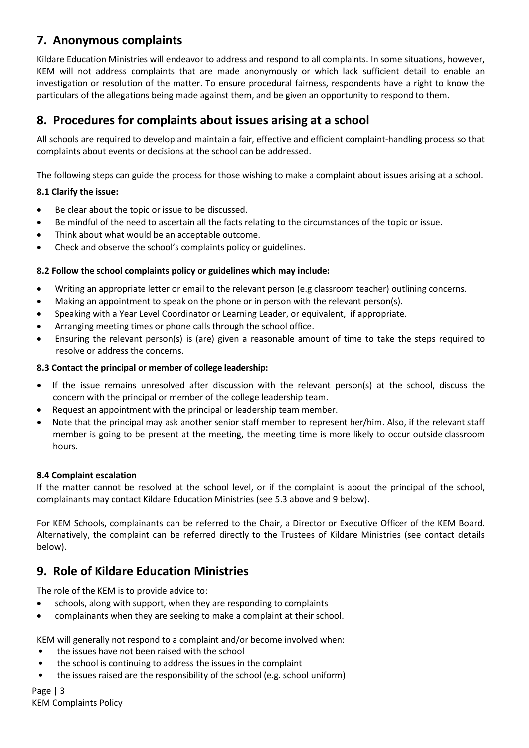## 7. Anonymous complaints

Kildare Education Ministries will endeavor to address and respond to all complaints. In some situations, however, KEM will not address complaints that are made anonymously or which lack sufficient detail to enable an investigation or resolution of the matter. To ensure procedural fairness, respondents have a right to know the particulars of the allegations being made against them, and be given an opportunity to respond to them.

## 8. Procedures for complaints about issues arising at a school

All schools are required to develop and maintain a fair, effective and efficient complaint-handling process so that complaints about events or decisions at the school can be addressed.

The following steps can guide the process for those wishing to make a complaint about issues arising at a school.

**8.1 Clarify the issue:**

- Be clear about the topic or issue to be discussed.
- Be mindful of the need to ascertain all the facts relating to the circumstances of the topic or issue.
- Think about what would be an acceptable outcome.
- Check and observe the school's complaints policy or guidelines.

**8.2 Follow the school complaints policy or guidelines which may include:**

- Writing an appropriate letter or email to the relevant person (e.g classroom teacher) outlining concerns.
- Making an appointment to speak on the phone or in person with the relevant person(s).
- Speaking with a Year Level Coordinator or Learning Leader, or equivalent, if appropriate.
- Arranging meeting times or phone calls through the school office.
- Ensuring the relevant person(s) is (are) given a reasonable amount of time to take the steps required to resolve or address the concerns.

**8.3 Contact the principal or member of college leadership:**

- If the issue remains unresolved after discussion with the relevant person(s) at the school, discuss the concern with the principal or member of the college leadership team.
- Request an appointment with the principal or leadership team member.
- Note that the principal may ask another senior staff member to represent her/him. Also, if the relevant staff member is going to be present at the meeting, the meeting time is more likely to occur outside classroom hours.

**8.4 Complaint escalation**

If the matter cannot be resolved at the school level, or if the complaint is about the principal of the school, complainants may contact Kildare Education Ministries (see 5.3 above and 9 below).

For KEM Schools, complainants can be referred to the Chair, a Director or Executive Officer of the KEM Board. Alternatively, the complaint can be referred directly to the Trustees of Kildare Ministries (see contact details below).

## 9. Role of Kildare Education Ministries

The role of the KEM is to provide advice to:

- schools, along with support, when they are responding to complaints
- complainants when they are seeking to make a complaint at their school.

KEM will generally not respond to a complaint and/or become involved when:

- the issues have not been raised with the school
- the school is continuing to address the issues in the complaint
- the issues raised are the responsibility of the school (e.g. school uniform)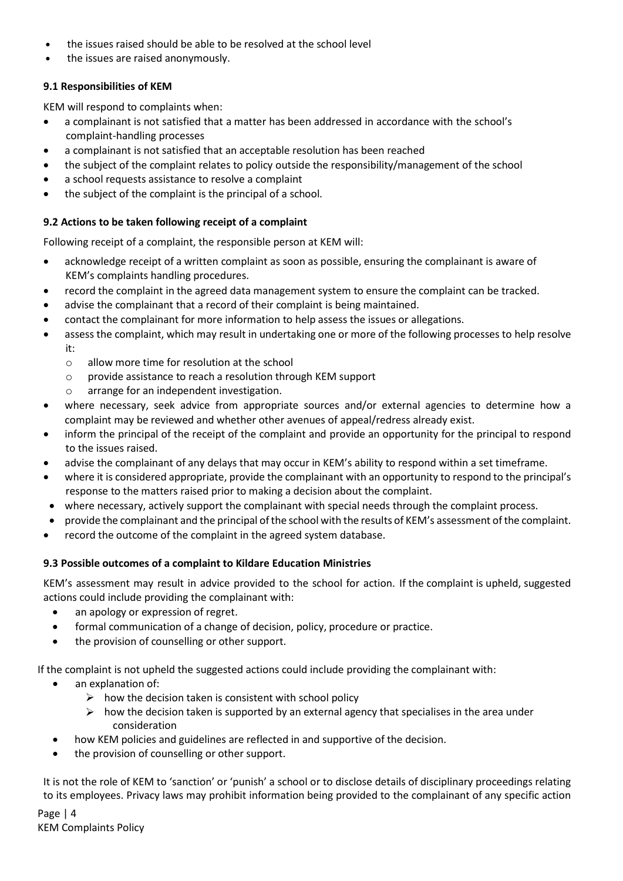- the issues raised should be able to be resolved at the school level
- the issues are raised anonymously.

### 9.1 Responsibilities of KEM

KEM will respond to complaints when:

- a complainant is not satisfied that a matter has been addressed in accordance with the school's complaint-handling processes
- a complainant is not satisfied that an acceptable resolution has been reached
- the subject of the complaint relates to policy outside the responsibility/management of the school
- a school requests assistance to resolve a complaint
- the subject of the complaint is the principal of a school.

### 9.2 Actions to be taken following receipt of a complaint

Following receipt of a complaint, the responsible person at KEM will:

- acknowledge receipt of a written complaint as soon as possible, ensuring the complainant is aware of KEM's complaints handling procedures.
- record the complaint in the agreed data management system to ensure the complaint can be tracked.
- advise the complainant that a record of their complaint is being maintained.
- contact the complainant for more information to help assess the issues or allegations.
- assess the complaint, which may result in undertaking one or more of the following processes to help resolve it:
    - allow more time for resolution at the school
    - provide assistance to reach a resolution through KEM support
    - arrange for an independent investigation.
- where necessary, seek advice from appropriate sources and/or external agencies to determine how a complaint may be reviewed and whether other avenues of appeal/redress already exist.
- inform the principal of the receipt of the complaint and provide an opportunity for the principal to respond to the issues raised.
- advise the complainant of any delays that may occur in KEM's ability to respond within a set timeframe.
- where it is considered appropriate, provide the complainant with an opportunity to respond to the principal's response to the matters raised prior to making a decision about the complaint.
- where necessary, actively support the complainant with special needs through the complaint process.
- provide the complainant and the principal of the school with the results of KEM's assessment of the complaint.
- record the outcome of the complaint in the agreed system database.

### 9.3 Possible outcomes of a complaint to Kildare Education Ministries

KEM's assessment may result in advice provided to the school for action. If the complaint is upheld, suggested actions could include providing the complainant with:

- an apology or expression of regret.
- formal communication of a change of decision, policy, procedure or practice.
- the provision of counselling or other support.

If the complaint is not upheld the suggested actions could include providing the complainant with:

- an explanation of:
    - how the decision taken is consistent with school policy
    - how the decision taken is supported by an external agency that specialises in the area under consideration
- how KEM policies and guidelines are reflected in and supportive of the decision.
- the provision of counselling or other support.

It is not the role of KEM to 'sanction' or 'punish' a school or to disclose details of disciplinary proceedings relating to its employees. Privacy laws may prohibit information being provided to the complainant of any specific action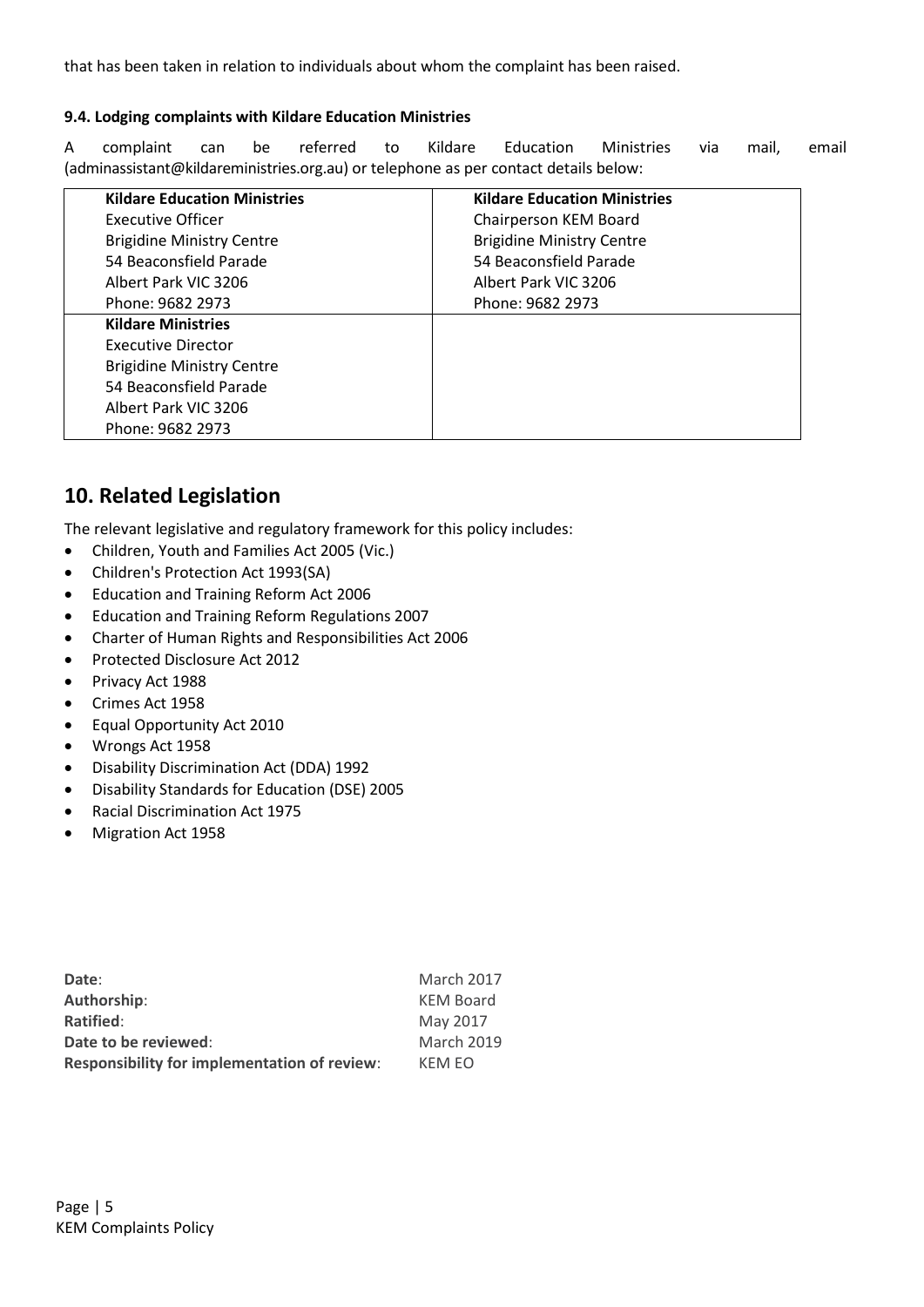that has been taken in relation to individuals about whom the complaint has been raised.

#### 9.4. Lodging complaints with Kildare Education Ministries

A complaint can be referred to Kildare Education Ministries via mail, email (adminassistant@kildareministries.org.au) or telephone as per contact details below:

| | |
|---|---|
| **Kildare Education Ministries**<br>Executive Officer<br>Brigidine Ministry Centre<br>54 Beaconsfield Parade<br>Albert Park VIC 3206<br>Phone: 9682 2973 | **Kildare Education Ministries**<br>Chairperson KEM Board<br>Brigidine Ministry Centre<br>54 Beaconsfield Parade<br>Albert Park VIC 3206<br>Phone: 9682 2973 |
| **Kildare Ministries**<br>Executive Director<br>Brigidine Ministry Centre<br>54 Beaconsfield Parade<br>Albert Park VIC 3206<br>Phone: 9682 2973 | |

## 10. Related Legislation

The relevant legislative and regulatory framework for this policy includes:

- Children, Youth and Families Act 2005 (Vic.)
- Children's Protection Act 1993(SA)
- Education and Training Reform Act 2006
- Education and Training Reform Regulations 2007
- Charter of Human Rights and Responsibilities Act 2006
- Protected Disclosure Act 2012
- Privacy Act 1988
- Crimes Act 1958
- Equal Opportunity Act 2010
- Wrongs Act 1958
- Disability Discrimination Act (DDA) 1992
- Disability Standards for Education (DSE) 2005
- Racial Discrimination Act 1975
- Migration Act 1958

| | |
|---|---|
| **Date**: | March 2017 |
| **Authorship**: | KEM Board |
| **Ratified**: | May 2017 |
| **Date to be reviewed**: | March 2019 |
| **Responsibility for implementation of review**: | KEM EO |